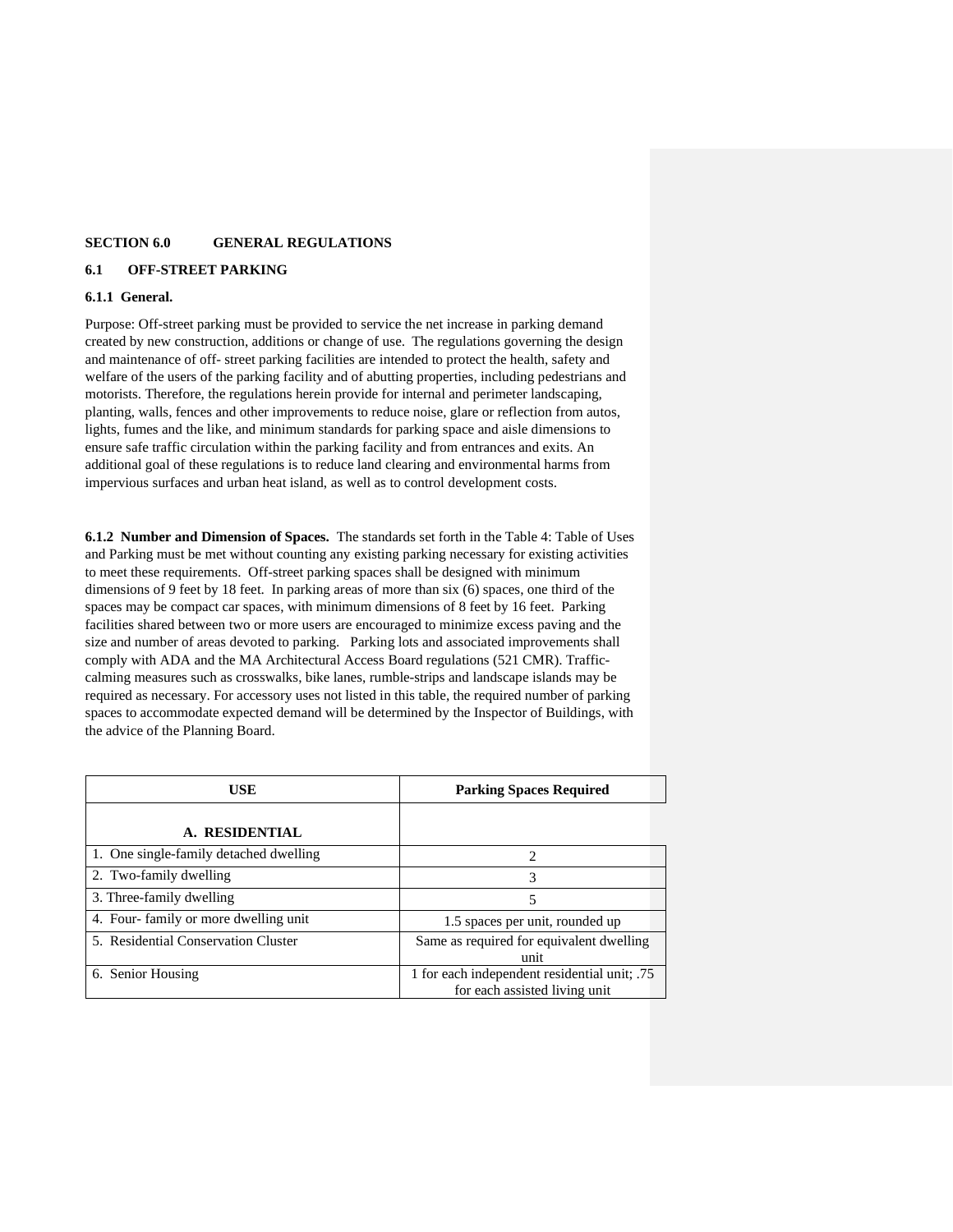## SECTION 6.0 GENERAL REGULATIONS

### 6.1 OFF-STREET PARKING

#### 6.1.1 General.

Purpose: Off-street parking must be provided to service the net increase in parking demand created by new construction, additions or change of use. The regulations governing the design and maintenance of off- street parking facilities are intended to protect the health, safety and welfare of the users of the parking facility and of abutting properties, including pedestrians and motorists. Therefore, the regulations herein provide for internal and perimeter landscaping, planting, walls, fences and other improvements to reduce noise, glare or reflection from autos, lights, fumes and the like, and minimum standards for parking space and aisle dimensions to ensure safe traffic circulation within the parking facility and from entrances and exits. An additional goal of these regulations is to reduce land clearing and environmental harms from impervious surfaces and urban heat island, as well as to control development costs.

**6.1.2 Number and Dimension of Spaces.** The standards set forth in the Table 4: Table of Uses and Parking must be met without counting any existing parking necessary for existing activities to meet these requirements. Off-street parking spaces shall be designed with minimum dimensions of 9 feet by 18 feet. In parking areas of more than six (6) spaces, one third of the spaces may be compact car spaces, with minimum dimensions of 8 feet by 16 feet. Parking facilities shared between two or more users are encouraged to minimize excess paving and the size and number of areas devoted to parking. Parking lots and associated improvements shall comply with ADA and the MA Architectural Access Board regulations (521 CMR). Traffic-calming measures such as crosswalks, bike lanes, rumble-strips and landscape islands may be required as necessary. For accessory uses not listed in this table, the required number of parking spaces to accommodate expected demand will be determined by the Inspector of Buildings, with the advice of the Planning Board.

| USE | Parking Spaces Required |
|---|---|
| **A. RESIDENTIAL** | |
| 1. One single-family detached dwelling | 2 |
| 2. Two-family dwelling | 3 |
| 3. Three-family dwelling | 5 |
| 4. Four- family or more dwelling unit | 1.5 spaces per unit, rounded up |
| 5. Residential Conservation Cluster | Same as required for equivalent dwelling unit |
| 6. Senior Housing | 1 for each independent residential unit; .75 for each assisted living unit |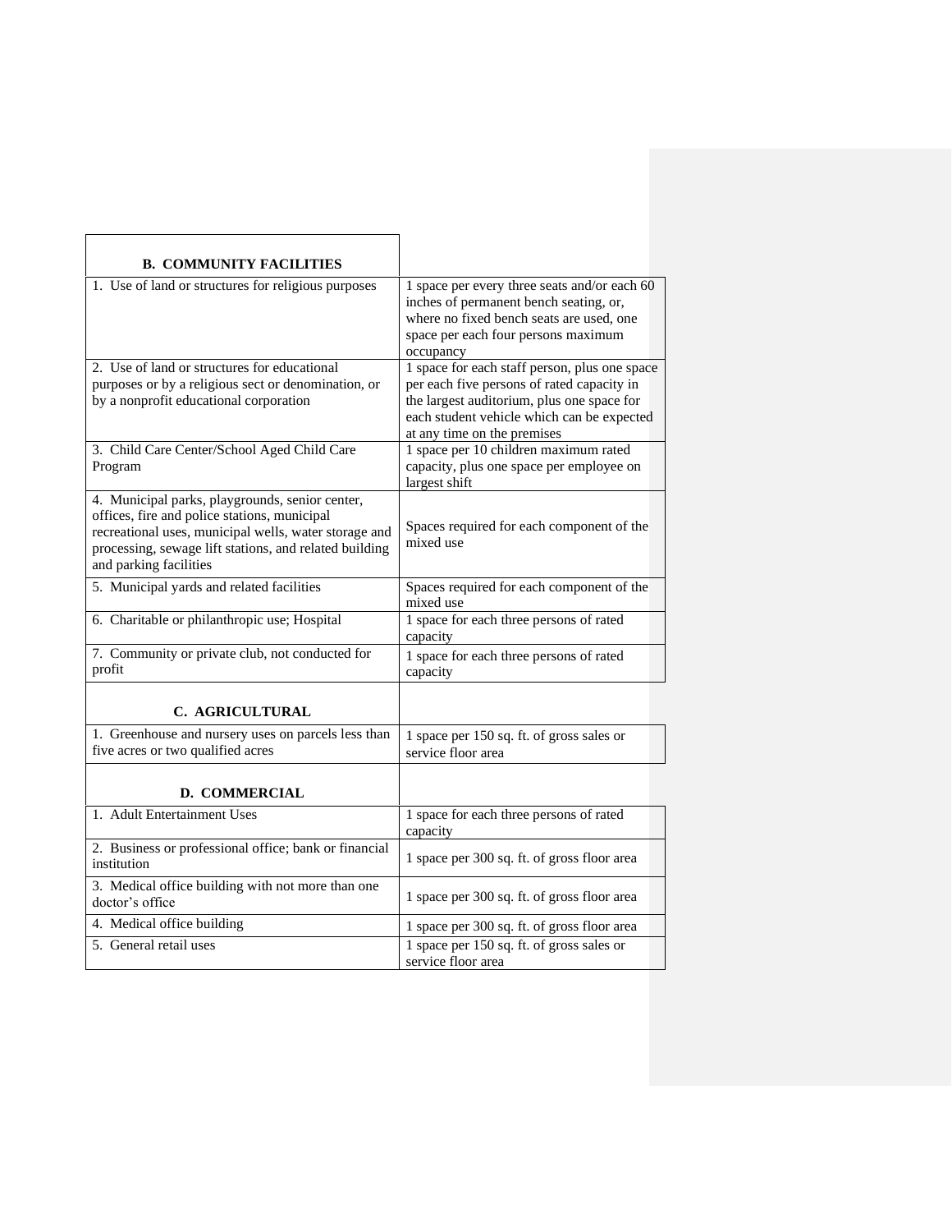| **B. COMMUNITY FACILITIES** | |
|---|---|
| 1. Use of land or structures for religious purposes | 1 space per every three seats and/or each 60 inches of permanent bench seating, or, where no fixed bench seats are used, one space per each four persons maximum occupancy |
| 2. Use of land or structures for educational purposes or by a religious sect or denomination, or by a nonprofit educational corporation | 1 space for each staff person, plus one space per each five persons of rated capacity in the largest auditorium, plus one space for each student vehicle which can be expected at any time on the premises |
| 3. Child Care Center/School Aged Child Care Program | 1 space per 10 children maximum rated capacity, plus one space per employee on largest shift |
| 4. Municipal parks, playgrounds, senior center, offices, fire and police stations, municipal recreational uses, municipal wells, water storage and processing, sewage lift stations, and related building and parking facilities | Spaces required for each component of the mixed use |
| 5. Municipal yards and related facilities | Spaces required for each component of the mixed use |
| 6. Charitable or philanthropic use; Hospital | 1 space for each three persons of rated capacity |
| 7. Community or private club, not conducted for profit | 1 space for each three persons of rated capacity |
| **C. AGRICULTURAL** | |
| 1. Greenhouse and nursery uses on parcels less than five acres or two qualified acres | 1 space per 150 sq. ft. of gross sales or service floor area |
| **D. COMMERCIAL** | |
| 1. Adult Entertainment Uses | 1 space for each three persons of rated capacity |
| 2. Business or professional office; bank or financial institution | 1 space per 300 sq. ft. of gross floor area |
| 3. Medical office building with not more than one doctor's office | 1 space per 300 sq. ft. of gross floor area |
| 4. Medical office building | 1 space per 300 sq. ft. of gross floor area |
| 5. General retail uses | 1 space per 150 sq. ft. of gross sales or service floor area |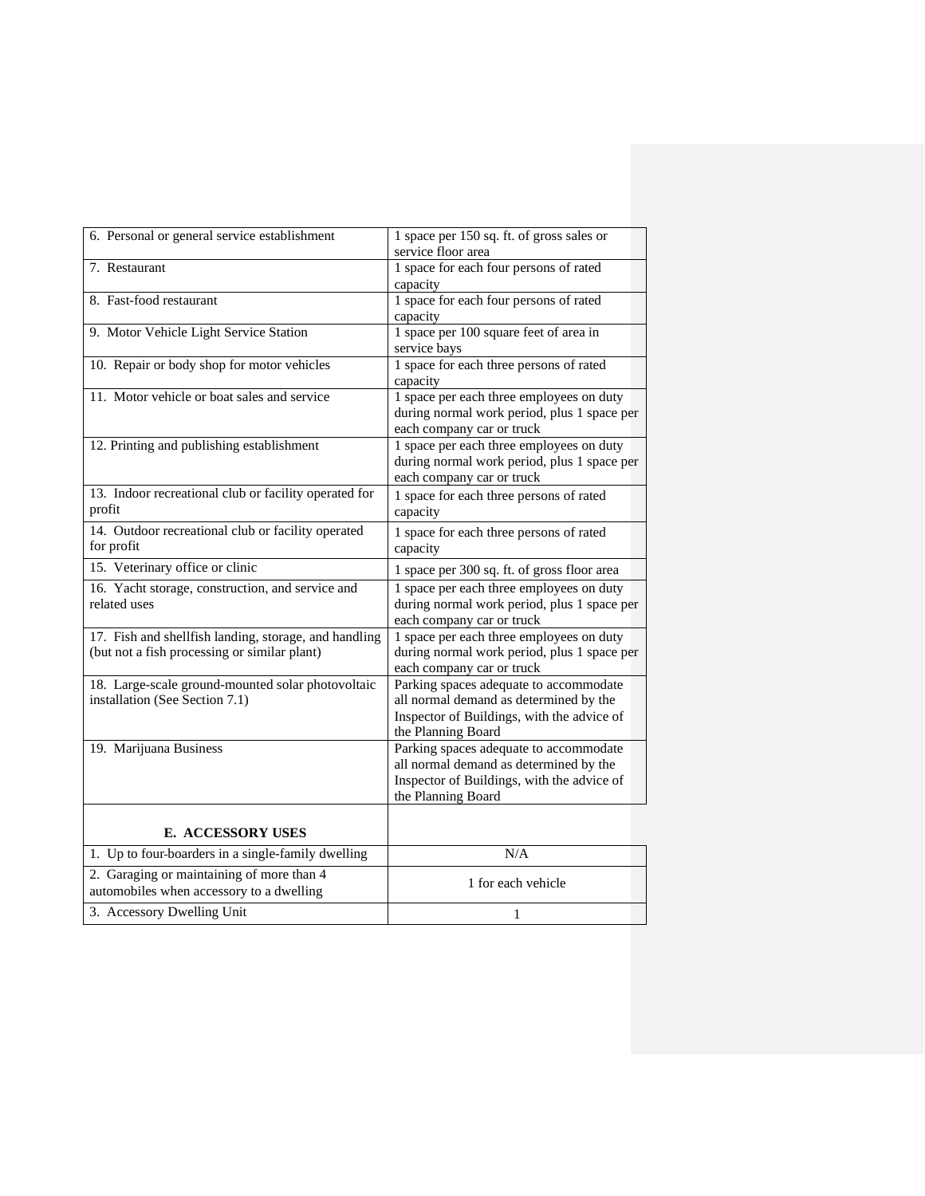| | |
|---|---|
| 6. Personal or general service establishment | 1 space per 150 sq. ft. of gross sales or service floor area |
| 7. Restaurant | 1 space for each four persons of rated capacity |
| 8. Fast-food restaurant | 1 space for each four persons of rated capacity |
| 9. Motor Vehicle Light Service Station | 1 space per 100 square feet of area in service bays |
| 10. Repair or body shop for motor vehicles | 1 space for each three persons of rated capacity |
| 11. Motor vehicle or boat sales and service | 1 space per each three employees on duty during normal work period, plus 1 space per each company car or truck |
| 12. Printing and publishing establishment | 1 space per each three employees on duty during normal work period, plus 1 space per each company car or truck |
| 13. Indoor recreational club or facility operated for profit | 1 space for each three persons of rated capacity |
| 14. Outdoor recreational club or facility operated for profit | 1 space for each three persons of rated capacity |
| 15. Veterinary office or clinic | 1 space per 300 sq. ft. of gross floor area |
| 16. Yacht storage, construction, and service and related uses | 1 space per each three employees on duty during normal work period, plus 1 space per each company car or truck |
| 17. Fish and shellfish landing, storage, and handling (but not a fish processing or similar plant) | 1 space per each three employees on duty during normal work period, plus 1 space per each company car or truck |
| 18. Large-scale ground-mounted solar photovoltaic installation (See Section 7.1) | Parking spaces adequate to accommodate all normal demand as determined by the Inspector of Buildings, with the advice of the Planning Board |
| 19. Marijuana Business | Parking spaces adequate to accommodate all normal demand as determined by the Inspector of Buildings, with the advice of the Planning Board |
| **E. ACCESSORY USES** | |
| 1. Up to four-boarders in a single-family dwelling | N/A |
| 2. Garaging or maintaining of more than 4 automobiles when accessory to a dwelling | 1 for each vehicle |
| 3. Accessory Dwelling Unit | 1 |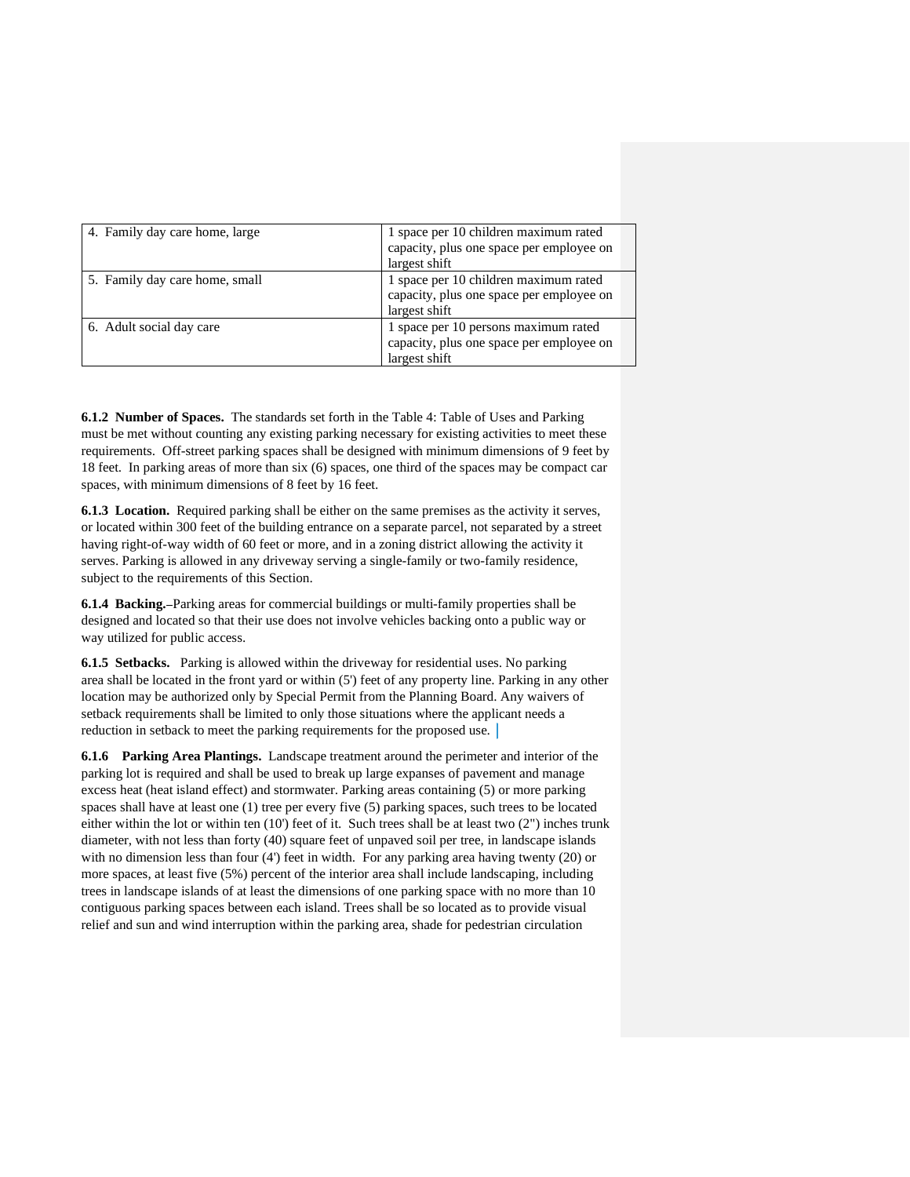| | |
|---|---|
| 4. Family day care home, large | 1 space per 10 children maximum rated capacity, plus one space per employee on largest shift |
| 5. Family day care home, small | 1 space per 10 children maximum rated capacity, plus one space per employee on largest shift |
| 6. Adult social day care | 1 space per 10 persons maximum rated capacity, plus one space per employee on largest shift |

**6.1.2 Number of Spaces.** The standards set forth in the Table 4: Table of Uses and Parking must be met without counting any existing parking necessary for existing activities to meet these requirements. Off-street parking spaces shall be designed with minimum dimensions of 9 feet by 18 feet. In parking areas of more than six (6) spaces, one third of the spaces may be compact car spaces, with minimum dimensions of 8 feet by 16 feet.

**6.1.3 Location.** Required parking shall be either on the same premises as the activity it serves, or located within 300 feet of the building entrance on a separate parcel, not separated by a street having right-of-way width of 60 feet or more, and in a zoning district allowing the activity it serves. Parking is allowed in any driveway serving a single-family or two-family residence, subject to the requirements of this Section.

**6.1.4 Backing.–**Parking areas for commercial buildings or multi-family properties shall be designed and located so that their use does not involve vehicles backing onto a public way or way utilized for public access.

**6.1.5 Setbacks.** Parking is allowed within the driveway for residential uses. No parking area shall be located in the front yard or within (5') feet of any property line. Parking in any other location may be authorized only by Special Permit from the Planning Board. Any waivers of setback requirements shall be limited to only those situations where the applicant needs a reduction in setback to meet the parking requirements for the proposed use.

**6.1.6 Parking Area Plantings.** Landscape treatment around the perimeter and interior of the parking lot is required and shall be used to break up large expanses of pavement and manage excess heat (heat island effect) and stormwater. Parking areas containing (5) or more parking spaces shall have at least one (1) tree per every five (5) parking spaces, such trees to be located either within the lot or within ten (10') feet of it. Such trees shall be at least two (2") inches trunk diameter, with not less than forty (40) square feet of unpaved soil per tree, in landscape islands with no dimension less than four (4') feet in width. For any parking area having twenty (20) or more spaces, at least five (5%) percent of the interior area shall include landscaping, including trees in landscape islands of at least the dimensions of one parking space with no more than 10 contiguous parking spaces between each island. Trees shall be so located as to provide visual relief and sun and wind interruption within the parking area, shade for pedestrian circulation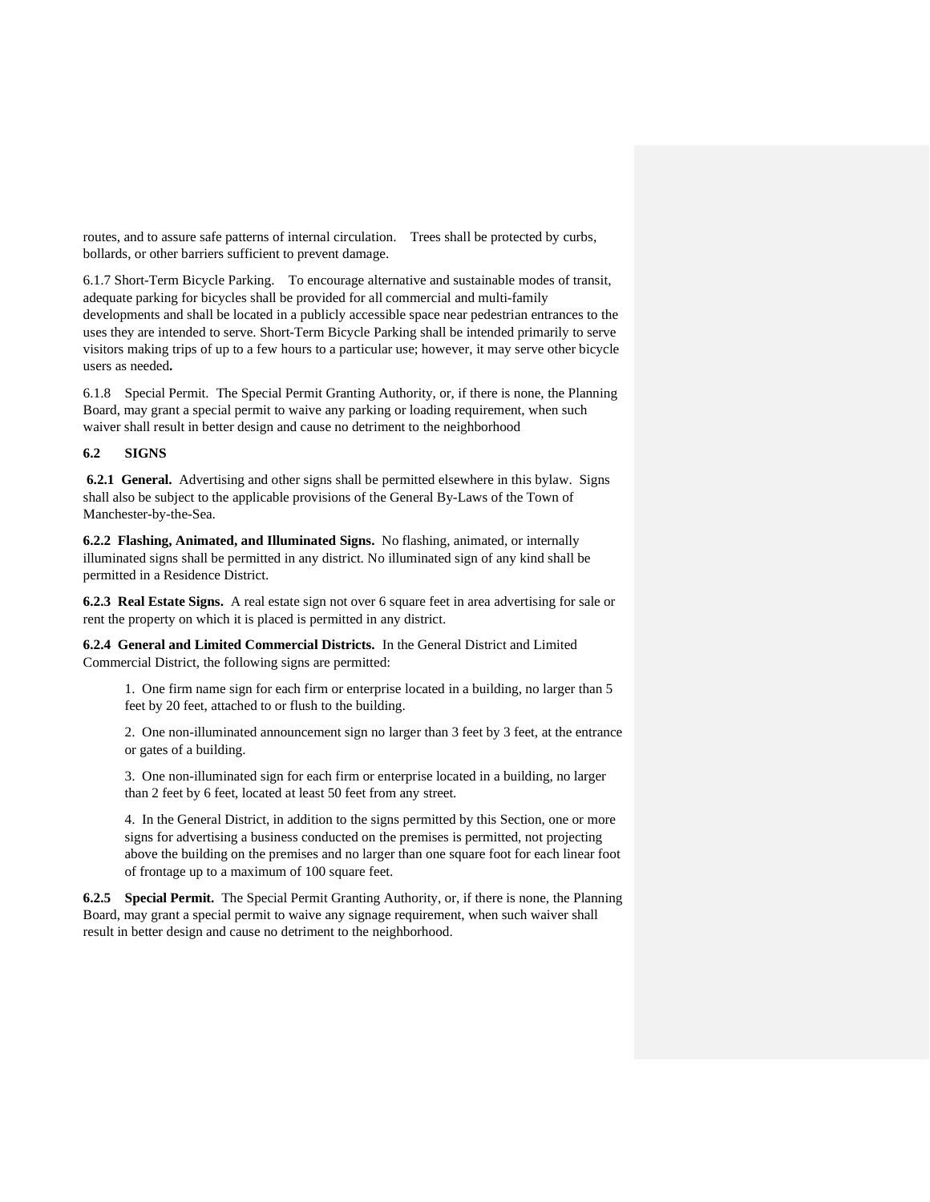routes, and to assure safe patterns of internal circulation. Trees shall be protected by curbs, bollards, or other barriers sufficient to prevent damage.

6.1.7 Short-Term Bicycle Parking. To encourage alternative and sustainable modes of transit, adequate parking for bicycles shall be provided for all commercial and multi-family developments and shall be located in a publicly accessible space near pedestrian entrances to the uses they are intended to serve. Short-Term Bicycle Parking shall be intended primarily to serve visitors making trips of up to a few hours to a particular use; however, it may serve other bicycle users as needed**.**

6.1.8 Special Permit. The Special Permit Granting Authority, or, if there is none, the Planning Board, may grant a special permit to waive any parking or loading requirement, when such waiver shall result in better design and cause no detriment to the neighborhood

## 6.2 SIGNS

**6.2.1 General.** Advertising and other signs shall be permitted elsewhere in this bylaw. Signs shall also be subject to the applicable provisions of the General By-Laws of the Town of Manchester-by-the-Sea.

**6.2.2 Flashing, Animated, and Illuminated Signs.** No flashing, animated, or internally illuminated signs shall be permitted in any district. No illuminated sign of any kind shall be permitted in a Residence District.

**6.2.3 Real Estate Signs.** A real estate sign not over 6 square feet in area advertising for sale or rent the property on which it is placed is permitted in any district.

**6.2.4 General and Limited Commercial Districts.** In the General District and Limited Commercial District, the following signs are permitted:

1. One firm name sign for each firm or enterprise located in a building, no larger than 5 feet by 20 feet, attached to or flush to the building.

2. One non-illuminated announcement sign no larger than 3 feet by 3 feet, at the entrance or gates of a building.

3. One non-illuminated sign for each firm or enterprise located in a building, no larger than 2 feet by 6 feet, located at least 50 feet from any street.

4. In the General District, in addition to the signs permitted by this Section, one or more signs for advertising a business conducted on the premises is permitted, not projecting above the building on the premises and no larger than one square foot for each linear foot of frontage up to a maximum of 100 square feet.

**6.2.5 Special Permit.** The Special Permit Granting Authority, or, if there is none, the Planning Board, may grant a special permit to waive any signage requirement, when such waiver shall result in better design and cause no detriment to the neighborhood.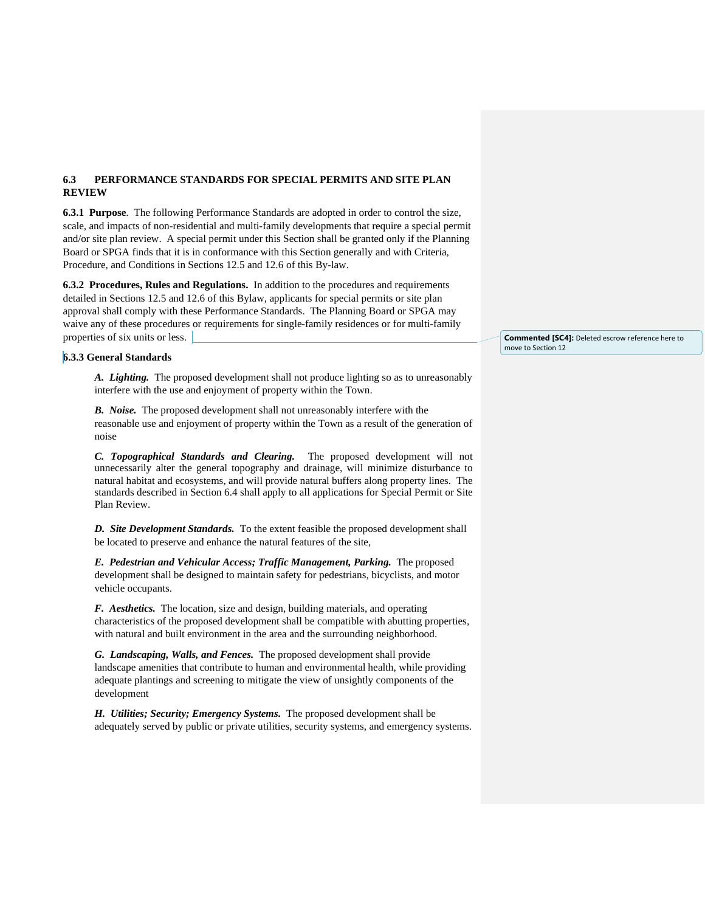## 6.3 PERFORMANCE STANDARDS FOR SPECIAL PERMITS AND SITE PLAN REVIEW

**6.3.1 Purpose**. The following Performance Standards are adopted in order to control the size, scale, and impacts of non-residential and multi-family developments that require a special permit and/or site plan review. A special permit under this Section shall be granted only if the Planning Board or SPGA finds that it is in conformance with this Section generally and with Criteria, Procedure, and Conditions in Sections 12.5 and 12.6 of this By-law.

**6.3.2 Procedures, Rules and Regulations.** In addition to the procedures and requirements detailed in Sections 12.5 and 12.6 of this Bylaw, applicants for special permits or site plan approval shall comply with these Performance Standards. The Planning Board or SPGA may waive any of these procedures or requirements for single-family residences or for multi-family properties of six units or less.

**Commented [SC4]:** Deleted escrow reference here to move to Section 12

### 6.3.3 General Standards

***A. Lighting.*** The proposed development shall not produce lighting so as to unreasonably interfere with the use and enjoyment of property within the Town.

***B. Noise.*** The proposed development shall not unreasonably interfere with the reasonable use and enjoyment of property within the Town as a result of the generation of noise

***C. Topographical Standards and Clearing.*** The proposed development will not unnecessarily alter the general topography and drainage, will minimize disturbance to natural habitat and ecosystems, and will provide natural buffers along property lines. The standards described in Section 6.4 shall apply to all applications for Special Permit or Site Plan Review.

***D. Site Development Standards.*** To the extent feasible the proposed development shall be located to preserve and enhance the natural features of the site,

***E. Pedestrian and Vehicular Access; Traffic Management, Parking.*** The proposed development shall be designed to maintain safety for pedestrians, bicyclists, and motor vehicle occupants.

***F. Aesthetics.*** The location, size and design, building materials, and operating characteristics of the proposed development shall be compatible with abutting properties, with natural and built environment in the area and the surrounding neighborhood.

***G. Landscaping, Walls, and Fences.*** The proposed development shall provide landscape amenities that contribute to human and environmental health, while providing adequate plantings and screening to mitigate the view of unsightly components of the development

***H. Utilities; Security; Emergency Systems.*** The proposed development shall be adequately served by public or private utilities, security systems, and emergency systems.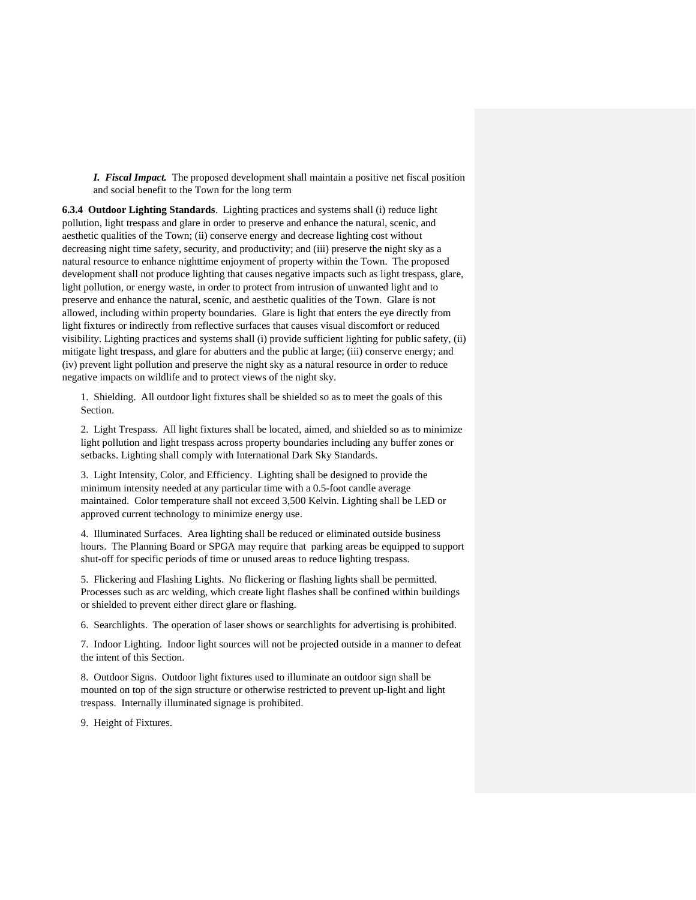***I. Fiscal Impact.*** The proposed development shall maintain a positive net fiscal position and social benefit to the Town for the long term

**6.3.4 Outdoor Lighting Standards**. Lighting practices and systems shall (i) reduce light pollution, light trespass and glare in order to preserve and enhance the natural, scenic, and aesthetic qualities of the Town; (ii) conserve energy and decrease lighting cost without decreasing night time safety, security, and productivity; and (iii) preserve the night sky as a natural resource to enhance nighttime enjoyment of property within the Town. The proposed development shall not produce lighting that causes negative impacts such as light trespass, glare, light pollution, or energy waste, in order to protect from intrusion of unwanted light and to preserve and enhance the natural, scenic, and aesthetic qualities of the Town. Glare is not allowed, including within property boundaries. Glare is light that enters the eye directly from light fixtures or indirectly from reflective surfaces that causes visual discomfort or reduced visibility. Lighting practices and systems shall (i) provide sufficient lighting for public safety, (ii) mitigate light trespass, and glare for abutters and the public at large; (iii) conserve energy; and (iv) prevent light pollution and preserve the night sky as a natural resource in order to reduce negative impacts on wildlife and to protect views of the night sky.

1. Shielding. All outdoor light fixtures shall be shielded so as to meet the goals of this Section.

2. Light Trespass. All light fixtures shall be located, aimed, and shielded so as to minimize light pollution and light trespass across property boundaries including any buffer zones or setbacks. Lighting shall comply with International Dark Sky Standards.

3. Light Intensity, Color, and Efficiency. Lighting shall be designed to provide the minimum intensity needed at any particular time with a 0.5-foot candle average maintained. Color temperature shall not exceed 3,500 Kelvin. Lighting shall be LED or approved current technology to minimize energy use.

4. Illuminated Surfaces. Area lighting shall be reduced or eliminated outside business hours. The Planning Board or SPGA may require that parking areas be equipped to support shut-off for specific periods of time or unused areas to reduce lighting trespass.

5. Flickering and Flashing Lights. No flickering or flashing lights shall be permitted. Processes such as arc welding, which create light flashes shall be confined within buildings or shielded to prevent either direct glare or flashing.

6. Searchlights. The operation of laser shows or searchlights for advertising is prohibited.

7. Indoor Lighting. Indoor light sources will not be projected outside in a manner to defeat the intent of this Section.

8. Outdoor Signs. Outdoor light fixtures used to illuminate an outdoor sign shall be mounted on top of the sign structure or otherwise restricted to prevent up-light and light trespass. Internally illuminated signage is prohibited.

9. Height of Fixtures.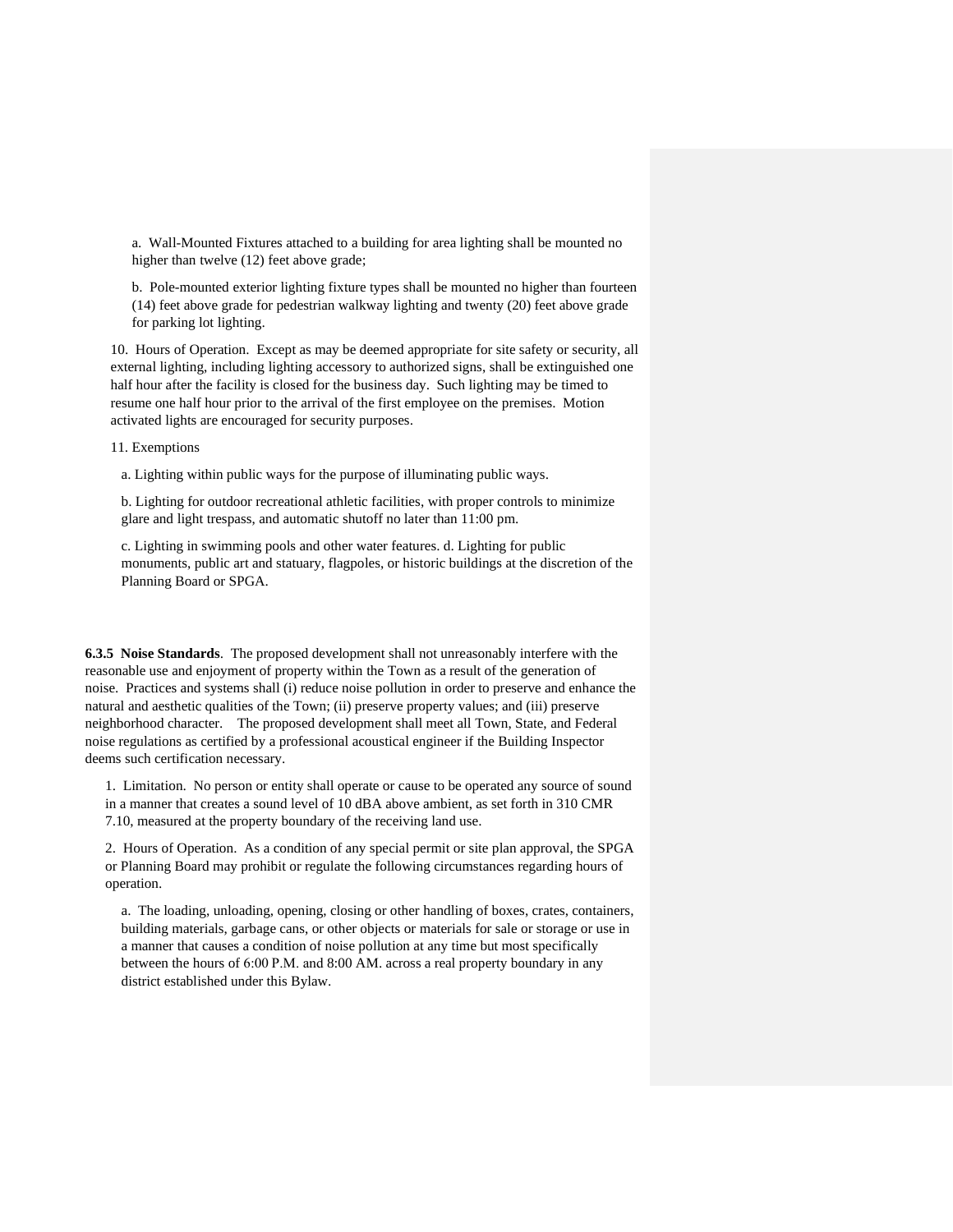a. Wall-Mounted Fixtures attached to a building for area lighting shall be mounted no higher than twelve (12) feet above grade;

b. Pole-mounted exterior lighting fixture types shall be mounted no higher than fourteen (14) feet above grade for pedestrian walkway lighting and twenty (20) feet above grade for parking lot lighting.

10. Hours of Operation. Except as may be deemed appropriate for site safety or security, all external lighting, including lighting accessory to authorized signs, shall be extinguished one half hour after the facility is closed for the business day. Such lighting may be timed to resume one half hour prior to the arrival of the first employee on the premises. Motion activated lights are encouraged for security purposes.

11. Exemptions

a. Lighting within public ways for the purpose of illuminating public ways.

b. Lighting for outdoor recreational athletic facilities, with proper controls to minimize glare and light trespass, and automatic shutoff no later than 11:00 pm.

c. Lighting in swimming pools and other water features. d. Lighting for public monuments, public art and statuary, flagpoles, or historic buildings at the discretion of the Planning Board or SPGA.

**6.3.5 Noise Standards**. The proposed development shall not unreasonably interfere with the reasonable use and enjoyment of property within the Town as a result of the generation of noise. Practices and systems shall (i) reduce noise pollution in order to preserve and enhance the natural and aesthetic qualities of the Town; (ii) preserve property values; and (iii) preserve neighborhood character. The proposed development shall meet all Town, State, and Federal noise regulations as certified by a professional acoustical engineer if the Building Inspector deems such certification necessary.

1. Limitation. No person or entity shall operate or cause to be operated any source of sound in a manner that creates a sound level of 10 dBA above ambient, as set forth in 310 CMR 7.10, measured at the property boundary of the receiving land use.

2. Hours of Operation. As a condition of any special permit or site plan approval, the SPGA or Planning Board may prohibit or regulate the following circumstances regarding hours of operation.

a. The loading, unloading, opening, closing or other handling of boxes, crates, containers, building materials, garbage cans, or other objects or materials for sale or storage or use in a manner that causes a condition of noise pollution at any time but most specifically between the hours of 6:00 P.M. and 8:00 AM. across a real property boundary in any district established under this Bylaw.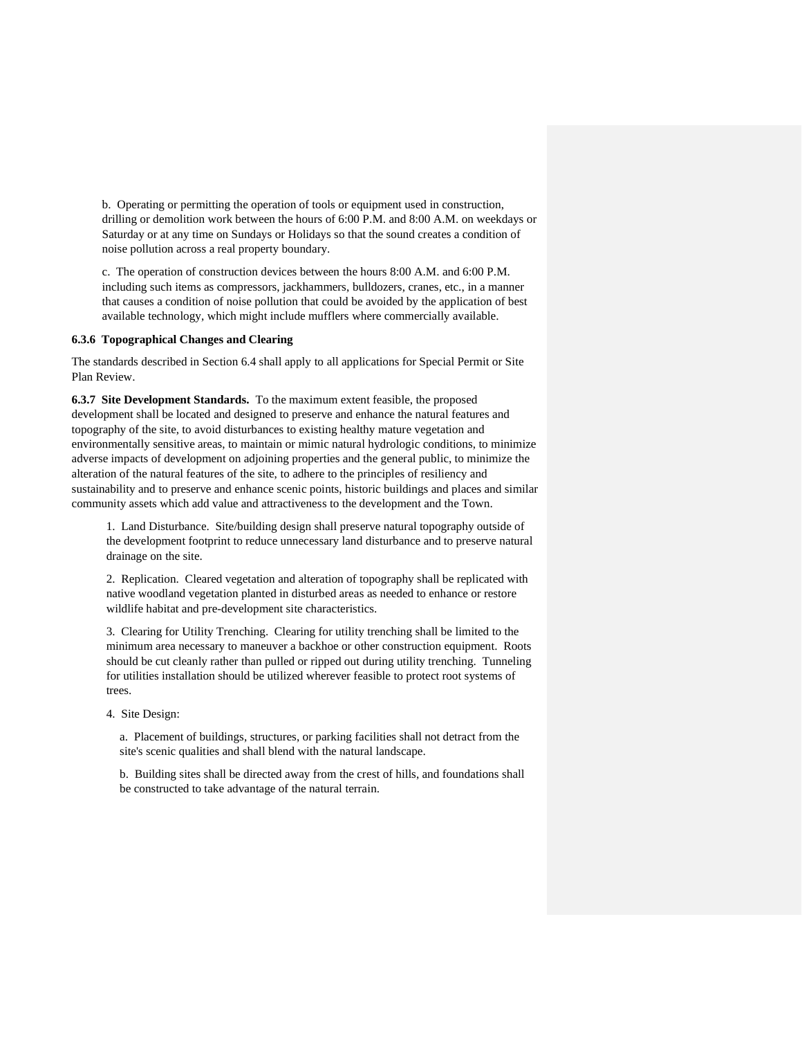b. Operating or permitting the operation of tools or equipment used in construction, drilling or demolition work between the hours of 6:00 P.M. and 8:00 A.M. on weekdays or Saturday or at any time on Sundays or Holidays so that the sound creates a condition of noise pollution across a real property boundary.

c. The operation of construction devices between the hours 8:00 A.M. and 6:00 P.M. including such items as compressors, jackhammers, bulldozers, cranes, etc., in a manner that causes a condition of noise pollution that could be avoided by the application of best available technology, which might include mufflers where commercially available.

**6.3.6 Topographical Changes and Clearing**

The standards described in Section 6.4 shall apply to all applications for Special Permit or Site Plan Review.

**6.3.7 Site Development Standards.** To the maximum extent feasible, the proposed development shall be located and designed to preserve and enhance the natural features and topography of the site, to avoid disturbances to existing healthy mature vegetation and environmentally sensitive areas, to maintain or mimic natural hydrologic conditions, to minimize adverse impacts of development on adjoining properties and the general public, to minimize the alteration of the natural features of the site, to adhere to the principles of resiliency and sustainability and to preserve and enhance scenic points, historic buildings and places and similar community assets which add value and attractiveness to the development and the Town.

1. Land Disturbance. Site/building design shall preserve natural topography outside of the development footprint to reduce unnecessary land disturbance and to preserve natural drainage on the site.

2. Replication. Cleared vegetation and alteration of topography shall be replicated with native woodland vegetation planted in disturbed areas as needed to enhance or restore wildlife habitat and pre-development site characteristics.

3. Clearing for Utility Trenching. Clearing for utility trenching shall be limited to the minimum area necessary to maneuver a backhoe or other construction equipment. Roots should be cut cleanly rather than pulled or ripped out during utility trenching. Tunneling for utilities installation should be utilized wherever feasible to protect root systems of trees.

4. Site Design:

a. Placement of buildings, structures, or parking facilities shall not detract from the site's scenic qualities and shall blend with the natural landscape.

b. Building sites shall be directed away from the crest of hills, and foundations shall be constructed to take advantage of the natural terrain.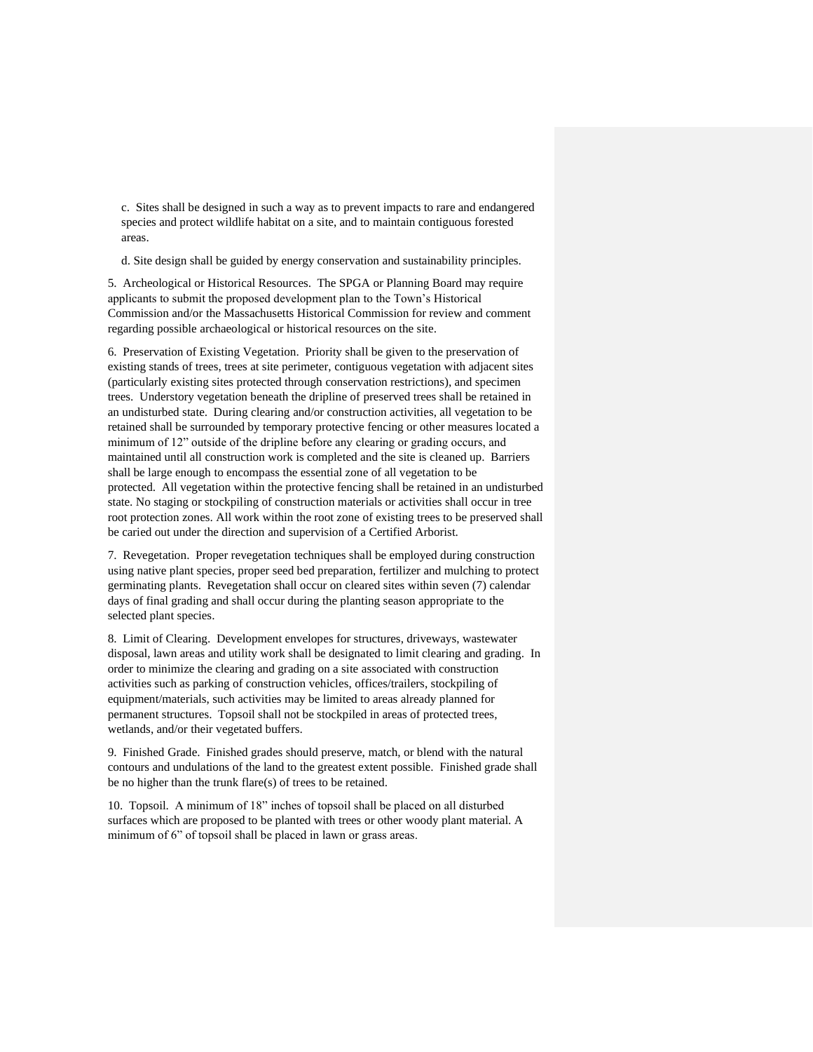c. Sites shall be designed in such a way as to prevent impacts to rare and endangered species and protect wildlife habitat on a site, and to maintain contiguous forested areas.

d. Site design shall be guided by energy conservation and sustainability principles.

5. Archeological or Historical Resources. The SPGA or Planning Board may require applicants to submit the proposed development plan to the Town's Historical Commission and/or the Massachusetts Historical Commission for review and comment regarding possible archaeological or historical resources on the site.

6. Preservation of Existing Vegetation. Priority shall be given to the preservation of existing stands of trees, trees at site perimeter, contiguous vegetation with adjacent sites (particularly existing sites protected through conservation restrictions), and specimen trees. Understory vegetation beneath the dripline of preserved trees shall be retained in an undisturbed state. During clearing and/or construction activities, all vegetation to be retained shall be surrounded by temporary protective fencing or other measures located a minimum of 12" outside of the dripline before any clearing or grading occurs, and maintained until all construction work is completed and the site is cleaned up. Barriers shall be large enough to encompass the essential zone of all vegetation to be protected. All vegetation within the protective fencing shall be retained in an undisturbed state. No staging or stockpiling of construction materials or activities shall occur in tree root protection zones. All work within the root zone of existing trees to be preserved shall be caried out under the direction and supervision of a Certified Arborist.

7. Revegetation. Proper revegetation techniques shall be employed during construction using native plant species, proper seed bed preparation, fertilizer and mulching to protect germinating plants. Revegetation shall occur on cleared sites within seven (7) calendar days of final grading and shall occur during the planting season appropriate to the selected plant species.

8. Limit of Clearing. Development envelopes for structures, driveways, wastewater disposal, lawn areas and utility work shall be designated to limit clearing and grading. In order to minimize the clearing and grading on a site associated with construction activities such as parking of construction vehicles, offices/trailers, stockpiling of equipment/materials, such activities may be limited to areas already planned for permanent structures. Topsoil shall not be stockpiled in areas of protected trees, wetlands, and/or their vegetated buffers.

9. Finished Grade. Finished grades should preserve, match, or blend with the natural contours and undulations of the land to the greatest extent possible. Finished grade shall be no higher than the trunk flare(s) of trees to be retained.

10. Topsoil. A minimum of 18" inches of topsoil shall be placed on all disturbed surfaces which are proposed to be planted with trees or other woody plant material. A minimum of 6" of topsoil shall be placed in lawn or grass areas.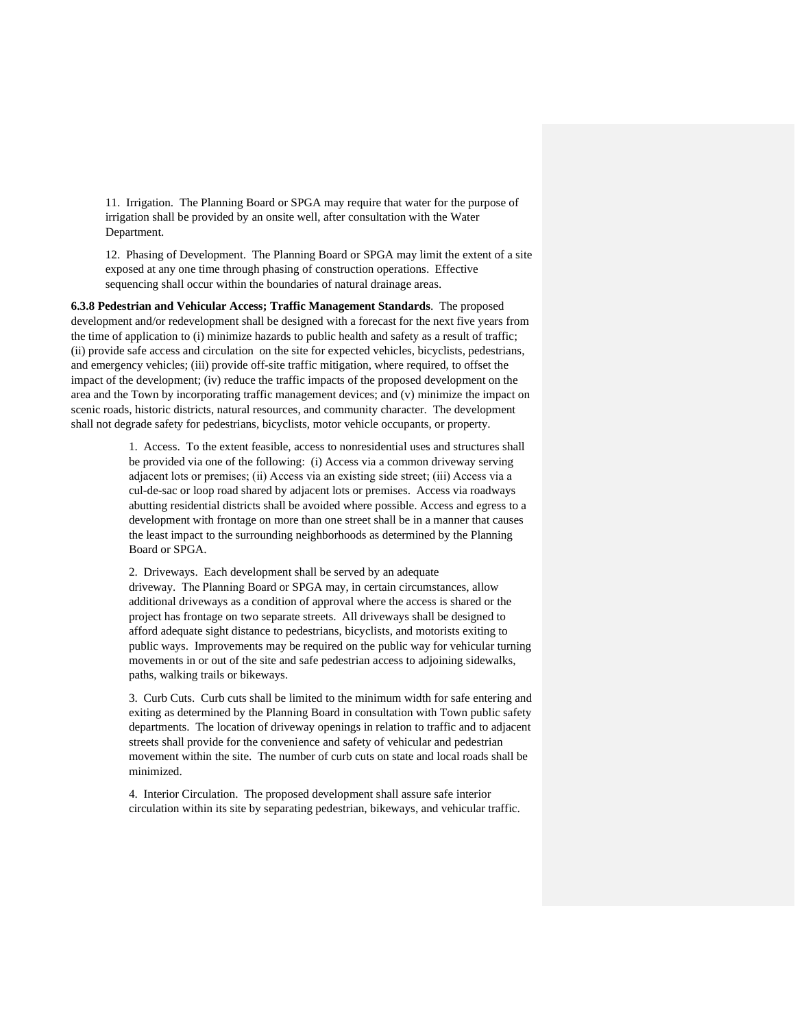11. Irrigation. The Planning Board or SPGA may require that water for the purpose of irrigation shall be provided by an onsite well, after consultation with the Water Department.

12. Phasing of Development. The Planning Board or SPGA may limit the extent of a site exposed at any one time through phasing of construction operations. Effective sequencing shall occur within the boundaries of natural drainage areas.

**6.3.8 Pedestrian and Vehicular Access; Traffic Management Standards**. The proposed development and/or redevelopment shall be designed with a forecast for the next five years from the time of application to (i) minimize hazards to public health and safety as a result of traffic; (ii) provide safe access and circulation on the site for expected vehicles, bicyclists, pedestrians, and emergency vehicles; (iii) provide off-site traffic mitigation, where required, to offset the impact of the development; (iv) reduce the traffic impacts of the proposed development on the area and the Town by incorporating traffic management devices; and (v) minimize the impact on scenic roads, historic districts, natural resources, and community character. The development shall not degrade safety for pedestrians, bicyclists, motor vehicle occupants, or property.

1. Access. To the extent feasible, access to nonresidential uses and structures shall be provided via one of the following: (i) Access via a common driveway serving adjacent lots or premises; (ii) Access via an existing side street; (iii) Access via a cul-de-sac or loop road shared by adjacent lots or premises. Access via roadways abutting residential districts shall be avoided where possible. Access and egress to a development with frontage on more than one street shall be in a manner that causes the least impact to the surrounding neighborhoods as determined by the Planning Board or SPGA.

2. Driveways. Each development shall be served by an adequate driveway. The Planning Board or SPGA may, in certain circumstances, allow additional driveways as a condition of approval where the access is shared or the project has frontage on two separate streets. All driveways shall be designed to afford adequate sight distance to pedestrians, bicyclists, and motorists exiting to public ways. Improvements may be required on the public way for vehicular turning movements in or out of the site and safe pedestrian access to adjoining sidewalks, paths, walking trails or bikeways.

3. Curb Cuts. Curb cuts shall be limited to the minimum width for safe entering and exiting as determined by the Planning Board in consultation with Town public safety departments. The location of driveway openings in relation to traffic and to adjacent streets shall provide for the convenience and safety of vehicular and pedestrian movement within the site. The number of curb cuts on state and local roads shall be minimized.

4. Interior Circulation. The proposed development shall assure safe interior circulation within its site by separating pedestrian, bikeways, and vehicular traffic.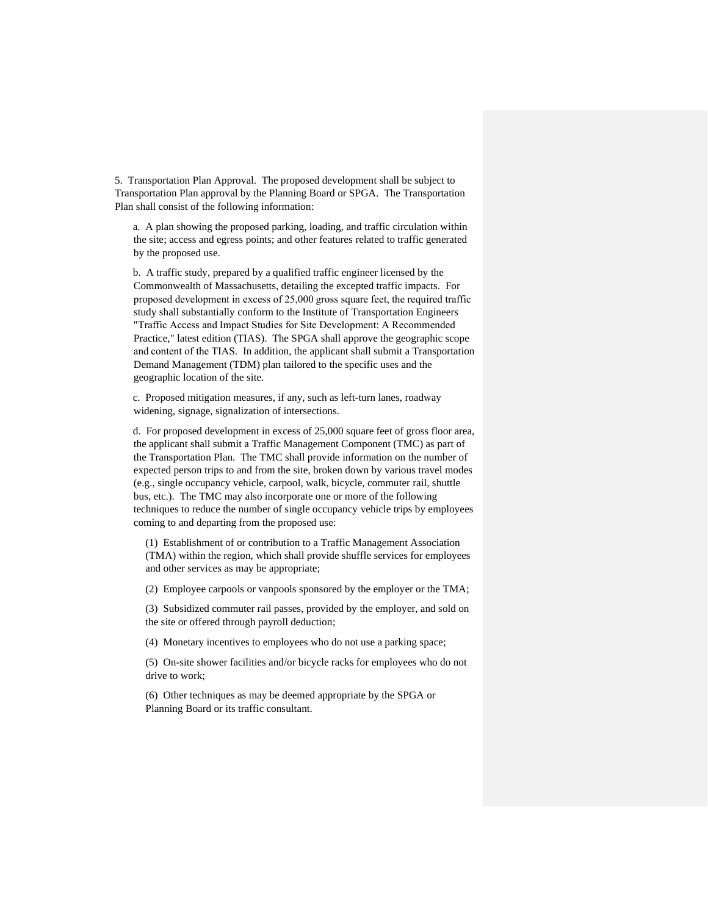5. Transportation Plan Approval. The proposed development shall be subject to Transportation Plan approval by the Planning Board or SPGA. The Transportation Plan shall consist of the following information:

a. A plan showing the proposed parking, loading, and traffic circulation within the site; access and egress points; and other features related to traffic generated by the proposed use.

b. A traffic study, prepared by a qualified traffic engineer licensed by the Commonwealth of Massachusetts, detailing the excepted traffic impacts. For proposed development in excess of 25,000 gross square feet, the required traffic study shall substantially conform to the Institute of Transportation Engineers "Traffic Access and Impact Studies for Site Development: A Recommended Practice," latest edition (TIAS). The SPGA shall approve the geographic scope and content of the TIAS. In addition, the applicant shall submit a Transportation Demand Management (TDM) plan tailored to the specific uses and the geographic location of the site.

c. Proposed mitigation measures, if any, such as left-turn lanes, roadway widening, signage, signalization of intersections.

d. For proposed development in excess of 25,000 square feet of gross floor area, the applicant shall submit a Traffic Management Component (TMC) as part of the Transportation Plan. The TMC shall provide information on the number of expected person trips to and from the site, broken down by various travel modes (e.g., single occupancy vehicle, carpool, walk, bicycle, commuter rail, shuttle bus, etc.). The TMC may also incorporate one or more of the following techniques to reduce the number of single occupancy vehicle trips by employees coming to and departing from the proposed use:

(1) Establishment of or contribution to a Traffic Management Association (TMA) within the region, which shall provide shuffle services for employees and other services as may be appropriate;

(2) Employee carpools or vanpools sponsored by the employer or the TMA;

(3) Subsidized commuter rail passes, provided by the employer, and sold on the site or offered through payroll deduction;

(4) Monetary incentives to employees who do not use a parking space;

(5) On-site shower facilities and/or bicycle racks for employees who do not drive to work;

(6) Other techniques as may be deemed appropriate by the SPGA or Planning Board or its traffic consultant.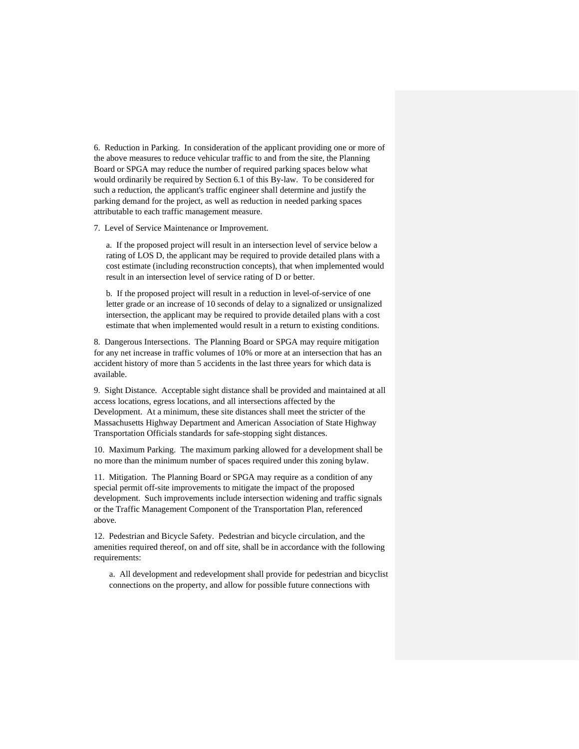6. Reduction in Parking. In consideration of the applicant providing one or more of the above measures to reduce vehicular traffic to and from the site, the Planning Board or SPGA may reduce the number of required parking spaces below what would ordinarily be required by Section 6.1 of this By-law. To be considered for such a reduction, the applicant's traffic engineer shall determine and justify the parking demand for the project, as well as reduction in needed parking spaces attributable to each traffic management measure.

7. Level of Service Maintenance or Improvement.

> a. If the proposed project will result in an intersection level of service below a rating of LOS D, the applicant may be required to provide detailed plans with a cost estimate (including reconstruction concepts), that when implemented would result in an intersection level of service rating of D or better.
>
> b. If the proposed project will result in a reduction in level-of-service of one letter grade or an increase of 10 seconds of delay to a signalized or unsignalized intersection, the applicant may be required to provide detailed plans with a cost estimate that when implemented would result in a return to existing conditions.

8. Dangerous Intersections. The Planning Board or SPGA may require mitigation for any net increase in traffic volumes of 10% or more at an intersection that has an accident history of more than 5 accidents in the last three years for which data is available.

9. Sight Distance. Acceptable sight distance shall be provided and maintained at all access locations, egress locations, and all intersections affected by the Development. At a minimum, these site distances shall meet the stricter of the Massachusetts Highway Department and American Association of State Highway Transportation Officials standards for safe-stopping sight distances.

10. Maximum Parking. The maximum parking allowed for a development shall be no more than the minimum number of spaces required under this zoning bylaw.

11. Mitigation. The Planning Board or SPGA may require as a condition of any special permit off-site improvements to mitigate the impact of the proposed development. Such improvements include intersection widening and traffic signals or the Traffic Management Component of the Transportation Plan, referenced above.

12. Pedestrian and Bicycle Safety. Pedestrian and bicycle circulation, and the amenities required thereof, on and off site, shall be in accordance with the following requirements:

> a. All development and redevelopment shall provide for pedestrian and bicyclist connections on the property, and allow for possible future connections with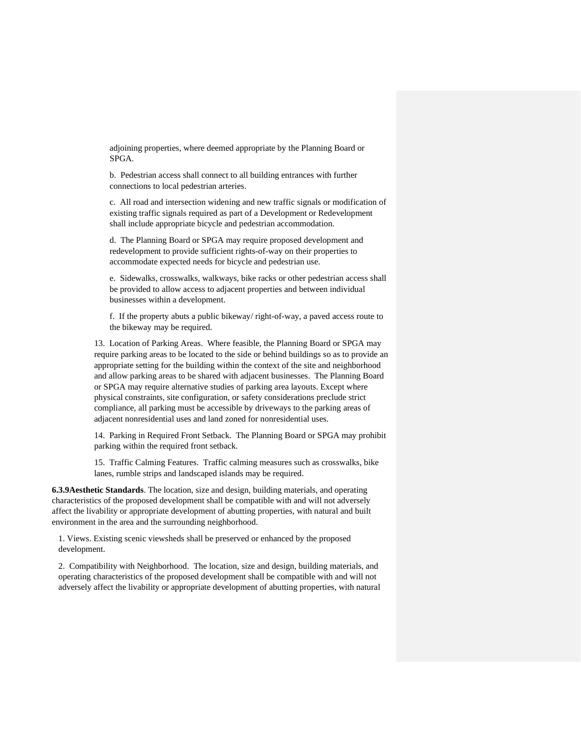adjoining properties, where deemed appropriate by the Planning Board or SPGA.

b. Pedestrian access shall connect to all building entrances with further connections to local pedestrian arteries.

c. All road and intersection widening and new traffic signals or modification of existing traffic signals required as part of a Development or Redevelopment shall include appropriate bicycle and pedestrian accommodation.

d. The Planning Board or SPGA may require proposed development and redevelopment to provide sufficient rights-of-way on their properties to accommodate expected needs for bicycle and pedestrian use.

e. Sidewalks, crosswalks, walkways, bike racks or other pedestrian access shall be provided to allow access to adjacent properties and between individual businesses within a development.

f. If the property abuts a public bikeway/ right-of-way, a paved access route to the bikeway may be required.

13. Location of Parking Areas. Where feasible, the Planning Board or SPGA may require parking areas to be located to the side or behind buildings so as to provide an appropriate setting for the building within the context of the site and neighborhood and allow parking areas to be shared with adjacent businesses. The Planning Board or SPGA may require alternative studies of parking area layouts. Except where physical constraints, site configuration, or safety considerations preclude strict compliance, all parking must be accessible by driveways to the parking areas of adjacent nonresidential uses and land zoned for nonresidential uses.

14. Parking in Required Front Setback. The Planning Board or SPGA may prohibit parking within the required front setback.

15. Traffic Calming Features. Traffic calming measures such as crosswalks, bike lanes, rumble strips and landscaped islands may be required.

**6.3.9Aesthetic Standards**. The location, size and design, building materials, and operating characteristics of the proposed development shall be compatible with and will not adversely affect the livability or appropriate development of abutting properties, with natural and built environment in the area and the surrounding neighborhood.

1. Views. Existing scenic viewsheds shall be preserved or enhanced by the proposed development.

2. Compatibility with Neighborhood. The location, size and design, building materials, and operating characteristics of the proposed development shall be compatible with and will not adversely affect the livability or appropriate development of abutting properties, with natural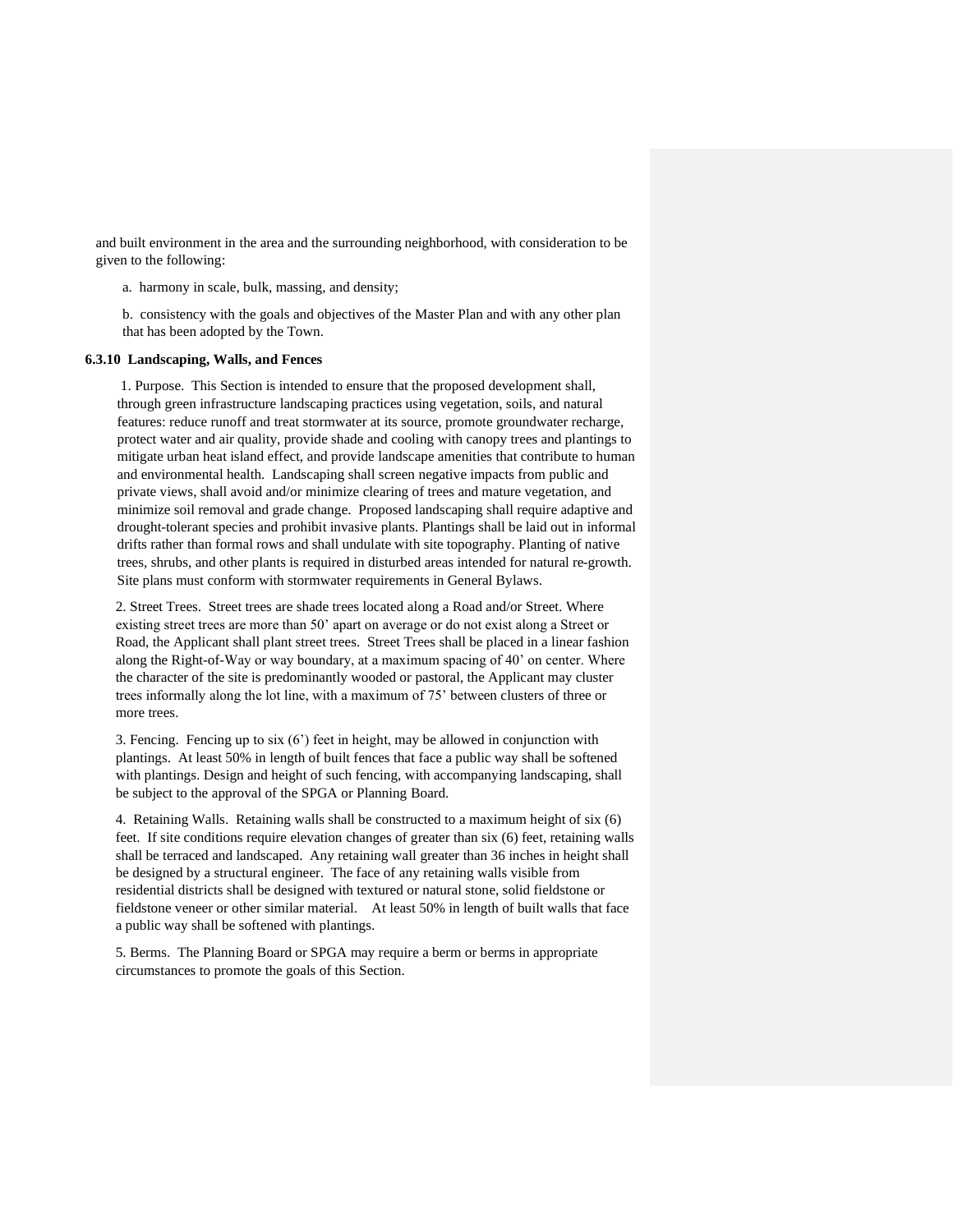and built environment in the area and the surrounding neighborhood, with consideration to be given to the following:

a. harmony in scale, bulk, massing, and density;

b. consistency with the goals and objectives of the Master Plan and with any other plan that has been adopted by the Town.

**6.3.10 Landscaping, Walls, and Fences**

1. Purpose. This Section is intended to ensure that the proposed development shall, through green infrastructure landscaping practices using vegetation, soils, and natural features: reduce runoff and treat stormwater at its source, promote groundwater recharge, protect water and air quality, provide shade and cooling with canopy trees and plantings to mitigate urban heat island effect, and provide landscape amenities that contribute to human and environmental health. Landscaping shall screen negative impacts from public and private views, shall avoid and/or minimize clearing of trees and mature vegetation, and minimize soil removal and grade change. Proposed landscaping shall require adaptive and drought-tolerant species and prohibit invasive plants. Plantings shall be laid out in informal drifts rather than formal rows and shall undulate with site topography. Planting of native trees, shrubs, and other plants is required in disturbed areas intended for natural re-growth. Site plans must conform with stormwater requirements in General Bylaws.

2. Street Trees. Street trees are shade trees located along a Road and/or Street. Where existing street trees are more than 50' apart on average or do not exist along a Street or Road, the Applicant shall plant street trees. Street Trees shall be placed in a linear fashion along the Right-of-Way or way boundary, at a maximum spacing of 40' on center. Where the character of the site is predominantly wooded or pastoral, the Applicant may cluster trees informally along the lot line, with a maximum of 75' between clusters of three or more trees.

3. Fencing. Fencing up to six (6') feet in height, may be allowed in conjunction with plantings. At least 50% in length of built fences that face a public way shall be softened with plantings. Design and height of such fencing, with accompanying landscaping, shall be subject to the approval of the SPGA or Planning Board.

4. Retaining Walls. Retaining walls shall be constructed to a maximum height of six (6) feet. If site conditions require elevation changes of greater than six (6) feet, retaining walls shall be terraced and landscaped. Any retaining wall greater than 36 inches in height shall be designed by a structural engineer. The face of any retaining walls visible from residential districts shall be designed with textured or natural stone, solid fieldstone or fieldstone veneer or other similar material. At least 50% in length of built walls that face a public way shall be softened with plantings.

5. Berms. The Planning Board or SPGA may require a berm or berms in appropriate circumstances to promote the goals of this Section.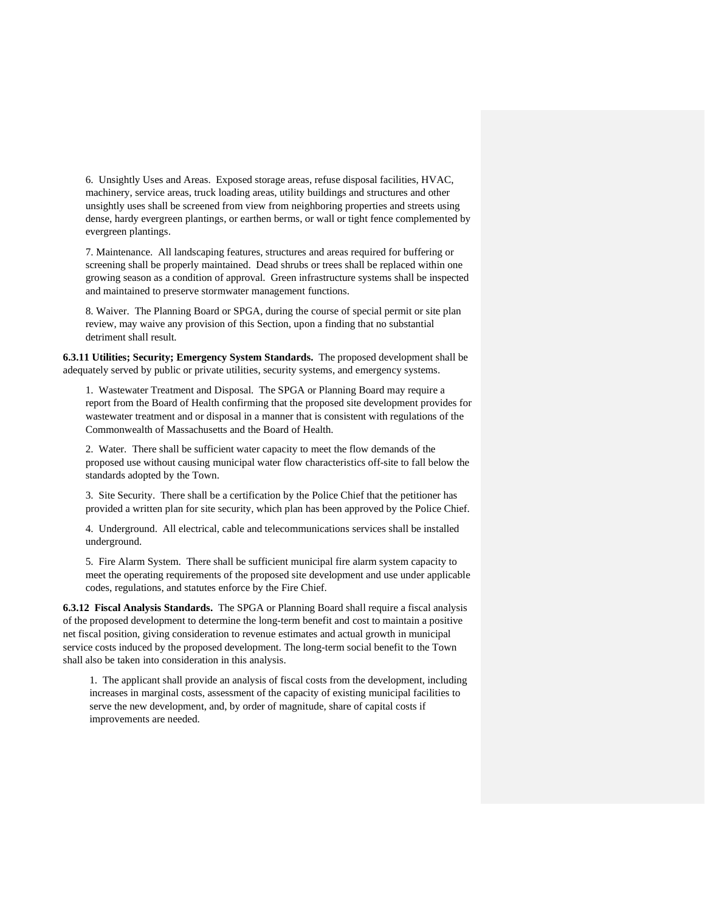6. Unsightly Uses and Areas. Exposed storage areas, refuse disposal facilities, HVAC, machinery, service areas, truck loading areas, utility buildings and structures and other unsightly uses shall be screened from view from neighboring properties and streets using dense, hardy evergreen plantings, or earthen berms, or wall or tight fence complemented by evergreen plantings.

7. Maintenance. All landscaping features, structures and areas required for buffering or screening shall be properly maintained. Dead shrubs or trees shall be replaced within one growing season as a condition of approval. Green infrastructure systems shall be inspected and maintained to preserve stormwater management functions.

8. Waiver. The Planning Board or SPGA, during the course of special permit or site plan review, may waive any provision of this Section, upon a finding that no substantial detriment shall result.

**6.3.11 Utilities; Security; Emergency System Standards.** The proposed development shall be adequately served by public or private utilities, security systems, and emergency systems.

1. Wastewater Treatment and Disposal. The SPGA or Planning Board may require a report from the Board of Health confirming that the proposed site development provides for wastewater treatment and or disposal in a manner that is consistent with regulations of the Commonwealth of Massachusetts and the Board of Health.

2. Water. There shall be sufficient water capacity to meet the flow demands of the proposed use without causing municipal water flow characteristics off-site to fall below the standards adopted by the Town.

3. Site Security. There shall be a certification by the Police Chief that the petitioner has provided a written plan for site security, which plan has been approved by the Police Chief.

4. Underground. All electrical, cable and telecommunications services shall be installed underground.

5. Fire Alarm System. There shall be sufficient municipal fire alarm system capacity to meet the operating requirements of the proposed site development and use under applicable codes, regulations, and statutes enforce by the Fire Chief.

**6.3.12 Fiscal Analysis Standards.** The SPGA or Planning Board shall require a fiscal analysis of the proposed development to determine the long-term benefit and cost to maintain a positive net fiscal position, giving consideration to revenue estimates and actual growth in municipal service costs induced by the proposed development. The long-term social benefit to the Town shall also be taken into consideration in this analysis.

1. The applicant shall provide an analysis of fiscal costs from the development, including increases in marginal costs, assessment of the capacity of existing municipal facilities to serve the new development, and, by order of magnitude, share of capital costs if improvements are needed.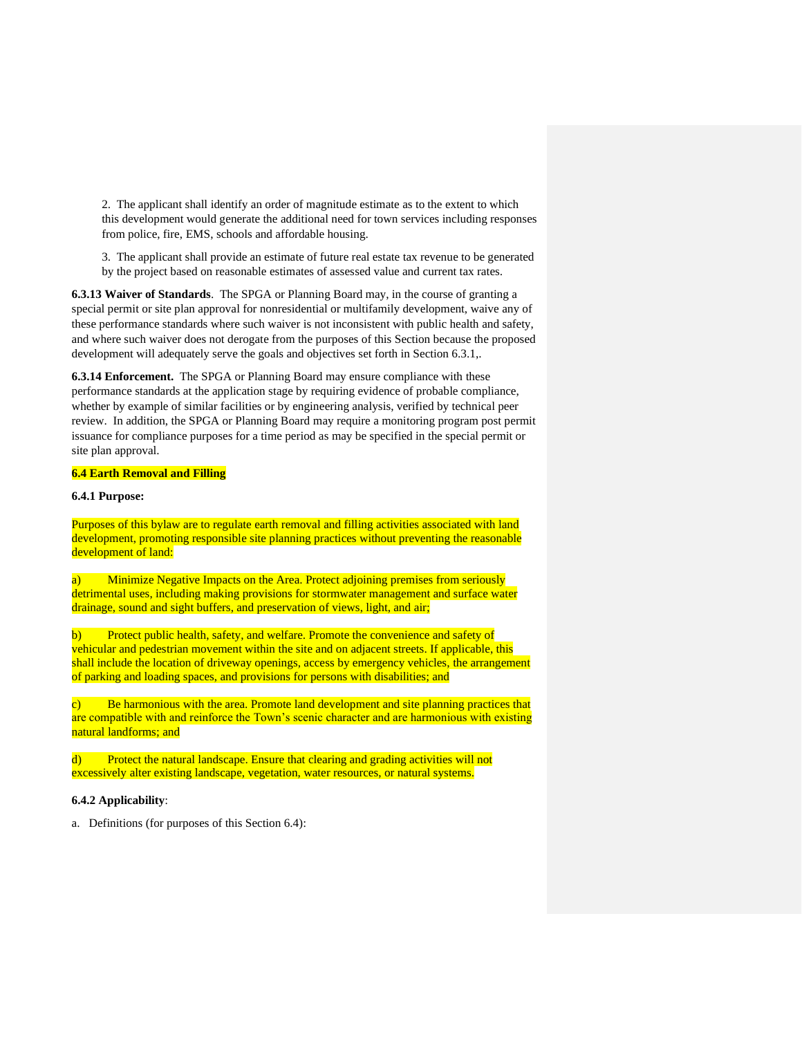2. The applicant shall identify an order of magnitude estimate as to the extent to which this development would generate the additional need for town services including responses from police, fire, EMS, schools and affordable housing.

3. The applicant shall provide an estimate of future real estate tax revenue to be generated by the project based on reasonable estimates of assessed value and current tax rates.

**6.3.13 Waiver of Standards**. The SPGA or Planning Board may, in the course of granting a special permit or site plan approval for nonresidential or multifamily development, waive any of these performance standards where such waiver is not inconsistent with public health and safety, and where such waiver does not derogate from the purposes of this Section because the proposed development will adequately serve the goals and objectives set forth in Section 6.3.1,.

**6.3.14 Enforcement.** The SPGA or Planning Board may ensure compliance with these performance standards at the application stage by requiring evidence of probable compliance, whether by example of similar facilities or by engineering analysis, verified by technical peer review. In addition, the SPGA or Planning Board may require a monitoring program post permit issuance for compliance purposes for a time period as may be specified in the special permit or site plan approval.

**6.4 Earth Removal and Filling**

**6.4.1 Purpose:**

Purposes of this bylaw are to regulate earth removal and filling activities associated with land development, promoting responsible site planning practices without preventing the reasonable development of land:

a) Minimize Negative Impacts on the Area. Protect adjoining premises from seriously detrimental uses, including making provisions for stormwater management and surface water drainage, sound and sight buffers, and preservation of views, light, and air;

b) Protect public health, safety, and welfare. Promote the convenience and safety of vehicular and pedestrian movement within the site and on adjacent streets. If applicable, this shall include the location of driveway openings, access by emergency vehicles, the arrangement of parking and loading spaces, and provisions for persons with disabilities; and

c) Be harmonious with the area. Promote land development and site planning practices that are compatible with and reinforce the Town's scenic character and are harmonious with existing natural landforms; and

d) Protect the natural landscape. Ensure that clearing and grading activities will not excessively alter existing landscape, vegetation, water resources, or natural systems.

**6.4.2 Applicability**:

a. Definitions (for purposes of this Section 6.4):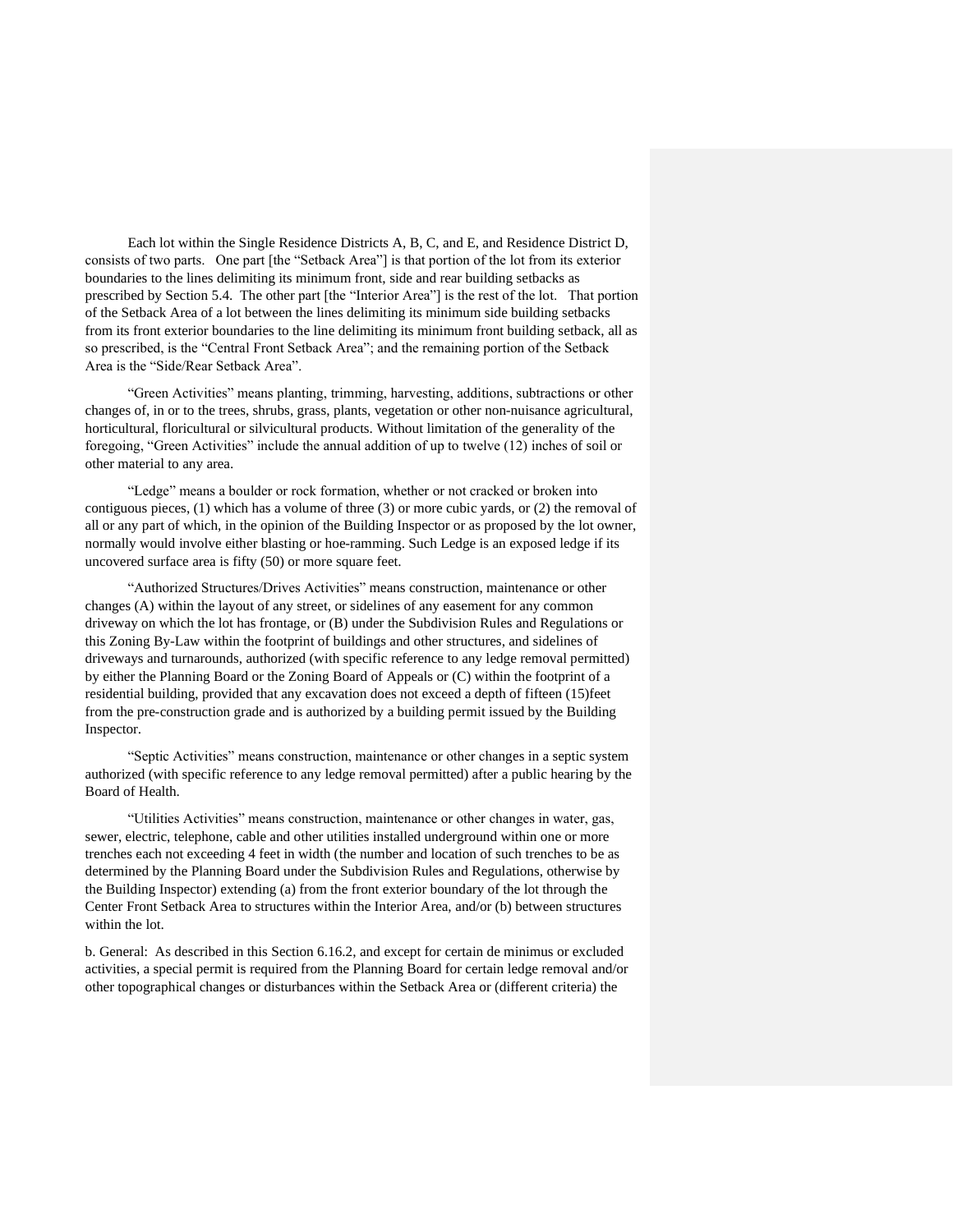Each lot within the Single Residence Districts A, B, C, and E, and Residence District D, consists of two parts. One part [the "Setback Area"] is that portion of the lot from its exterior boundaries to the lines delimiting its minimum front, side and rear building setbacks as prescribed by Section 5.4. The other part [the "Interior Area"] is the rest of the lot. That portion of the Setback Area of a lot between the lines delimiting its minimum side building setbacks from its front exterior boundaries to the line delimiting its minimum front building setback, all as so prescribed, is the "Central Front Setback Area"; and the remaining portion of the Setback Area is the "Side/Rear Setback Area".

"Green Activities" means planting, trimming, harvesting, additions, subtractions or other changes of, in or to the trees, shrubs, grass, plants, vegetation or other non-nuisance agricultural, horticultural, floricultural or silvicultural products. Without limitation of the generality of the foregoing, "Green Activities" include the annual addition of up to twelve (12) inches of soil or other material to any area.

"Ledge" means a boulder or rock formation, whether or not cracked or broken into contiguous pieces, (1) which has a volume of three (3) or more cubic yards, or (2) the removal of all or any part of which, in the opinion of the Building Inspector or as proposed by the lot owner, normally would involve either blasting or hoe-ramming. Such Ledge is an exposed ledge if its uncovered surface area is fifty (50) or more square feet.

"Authorized Structures/Drives Activities" means construction, maintenance or other changes (A) within the layout of any street, or sidelines of any easement for any common driveway on which the lot has frontage, or (B) under the Subdivision Rules and Regulations or this Zoning By-Law within the footprint of buildings and other structures, and sidelines of driveways and turnarounds, authorized (with specific reference to any ledge removal permitted) by either the Planning Board or the Zoning Board of Appeals or (C) within the footprint of a residential building, provided that any excavation does not exceed a depth of fifteen (15)feet from the pre-construction grade and is authorized by a building permit issued by the Building Inspector.

"Septic Activities" means construction, maintenance or other changes in a septic system authorized (with specific reference to any ledge removal permitted) after a public hearing by the Board of Health.

"Utilities Activities" means construction, maintenance or other changes in water, gas, sewer, electric, telephone, cable and other utilities installed underground within one or more trenches each not exceeding 4 feet in width (the number and location of such trenches to be as determined by the Planning Board under the Subdivision Rules and Regulations, otherwise by the Building Inspector) extending (a) from the front exterior boundary of the lot through the Center Front Setback Area to structures within the Interior Area, and/or (b) between structures within the lot.

b. General: As described in this Section 6.16.2, and except for certain de minimus or excluded activities, a special permit is required from the Planning Board for certain ledge removal and/or other topographical changes or disturbances within the Setback Area or (different criteria) the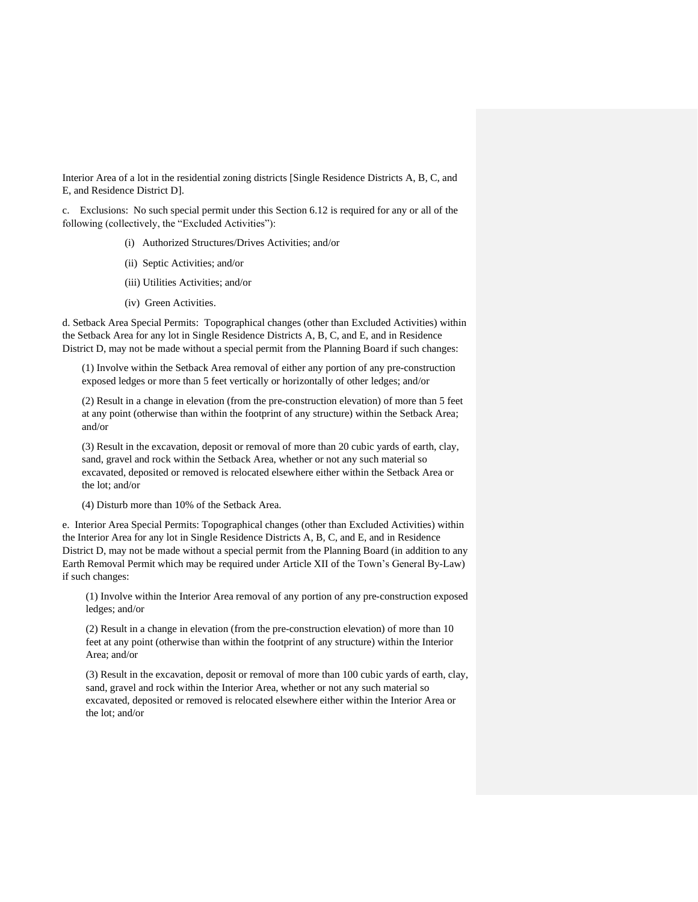Interior Area of a lot in the residential zoning districts [Single Residence Districts A, B, C, and E, and Residence District D].

c. Exclusions: No such special permit under this Section 6.12 is required for any or all of the following (collectively, the "Excluded Activities"):

(i) Authorized Structures/Drives Activities; and/or

(ii) Septic Activities; and/or

(iii) Utilities Activities; and/or

(iv) Green Activities.

d. Setback Area Special Permits: Topographical changes (other than Excluded Activities) within the Setback Area for any lot in Single Residence Districts A, B, C, and E, and in Residence District D, may not be made without a special permit from the Planning Board if such changes:

(1) Involve within the Setback Area removal of either any portion of any pre-construction exposed ledges or more than 5 feet vertically or horizontally of other ledges; and/or

(2) Result in a change in elevation (from the pre-construction elevation) of more than 5 feet at any point (otherwise than within the footprint of any structure) within the Setback Area; and/or

(3) Result in the excavation, deposit or removal of more than 20 cubic yards of earth, clay, sand, gravel and rock within the Setback Area, whether or not any such material so excavated, deposited or removed is relocated elsewhere either within the Setback Area or the lot; and/or

(4) Disturb more than 10% of the Setback Area.

e. Interior Area Special Permits: Topographical changes (other than Excluded Activities) within the Interior Area for any lot in Single Residence Districts A, B, C, and E, and in Residence District D, may not be made without a special permit from the Planning Board (in addition to any Earth Removal Permit which may be required under Article XII of the Town's General By-Law) if such changes:

(1) Involve within the Interior Area removal of any portion of any pre-construction exposed ledges; and/or

(2) Result in a change in elevation (from the pre-construction elevation) of more than 10 feet at any point (otherwise than within the footprint of any structure) within the Interior Area; and/or

(3) Result in the excavation, deposit or removal of more than 100 cubic yards of earth, clay, sand, gravel and rock within the Interior Area, whether or not any such material so excavated, deposited or removed is relocated elsewhere either within the Interior Area or the lot; and/or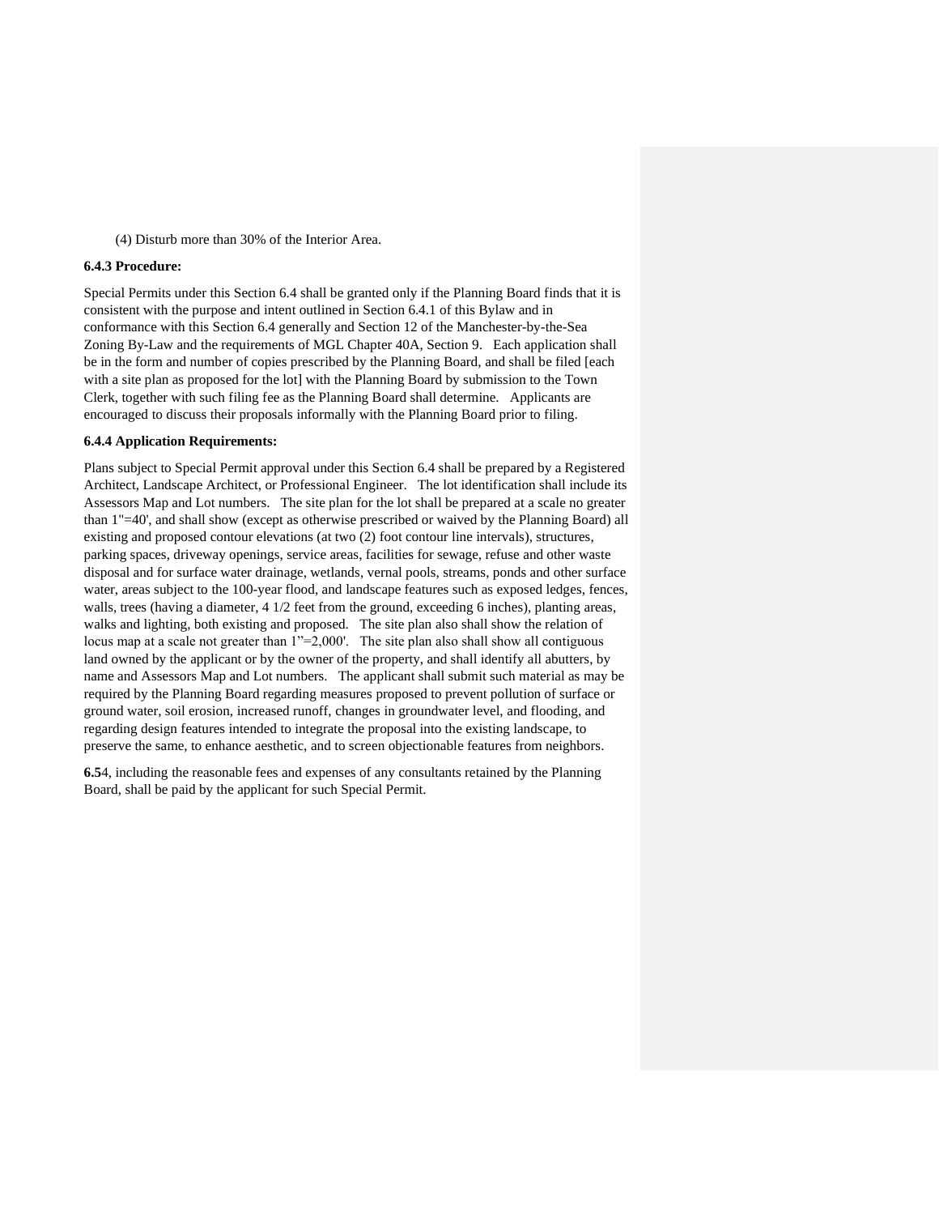(4) Disturb more than 30% of the Interior Area.

**6.4.3 Procedure:**

Special Permits under this Section 6.4 shall be granted only if the Planning Board finds that it is consistent with the purpose and intent outlined in Section 6.4.1 of this Bylaw and in conformance with this Section 6.4 generally and Section 12 of the Manchester-by-the-Sea Zoning By-Law and the requirements of MGL Chapter 40A, Section 9. Each application shall be in the form and number of copies prescribed by the Planning Board, and shall be filed [each with a site plan as proposed for the lot] with the Planning Board by submission to the Town Clerk, together with such filing fee as the Planning Board shall determine. Applicants are encouraged to discuss their proposals informally with the Planning Board prior to filing.

**6.4.4 Application Requirements:**

Plans subject to Special Permit approval under this Section 6.4 shall be prepared by a Registered Architect, Landscape Architect, or Professional Engineer. The lot identification shall include its Assessors Map and Lot numbers. The site plan for the lot shall be prepared at a scale no greater than 1"=40', and shall show (except as otherwise prescribed or waived by the Planning Board) all existing and proposed contour elevations (at two (2) foot contour line intervals), structures, parking spaces, driveway openings, service areas, facilities for sewage, refuse and other waste disposal and for surface water drainage, wetlands, vernal pools, streams, ponds and other surface water, areas subject to the 100-year flood, and landscape features such as exposed ledges, fences, walls, trees (having a diameter, 4 1/2 feet from the ground, exceeding 6 inches), planting areas, walks and lighting, both existing and proposed. The site plan also shall show the relation of locus map at a scale not greater than 1"=2,000'. The site plan also shall show all contiguous land owned by the applicant or by the owner of the property, and shall identify all abutters, by name and Assessors Map and Lot numbers. The applicant shall submit such material as may be required by the Planning Board regarding measures proposed to prevent pollution of surface or ground water, soil erosion, increased runoff, changes in groundwater level, and flooding, and regarding design features intended to integrate the proposal into the existing landscape, to preserve the same, to enhance aesthetic, and to screen objectionable features from neighbors.

**6.5**4, including the reasonable fees and expenses of any consultants retained by the Planning Board, shall be paid by the applicant for such Special Permit.